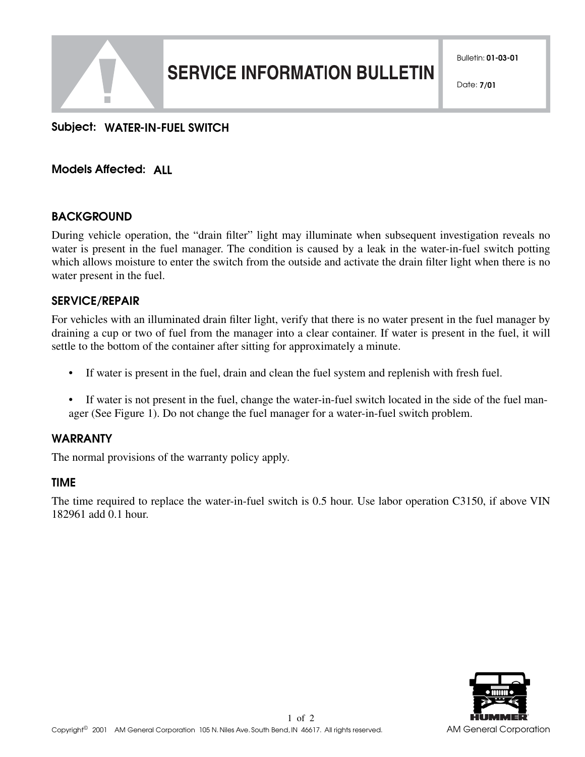# SERVICE INFORMATION BULLETIN

Bulletin: **01-03-01**

Date: **7/01**

**Subject:** WATER-IN-FUEL SWITCH

**Models Affected:** ALL

## BACKGROUND

During vehicle operation, the "drain filter" light may illuminate when subsequent investigation reveals no water is present in the fuel manager. The condition is caused by a leak in the water-in-fuel switch potting which allows moisture to enter the switch from the outside and activate the drain filter light when there is no water present in the fuel.

## SERVICE/REPAIR

For vehicles with an illuminated drain filter light, verify that there is no water present in the fuel manager by draining a cup or two of fuel from the manager into a clear container. If water is present in the fuel, it will settle to the bottom of the container after sitting for approximately a minute.

- If water is present in the fuel, drain and clean the fuel system and replenish with fresh fuel.
- If water is not present in the fuel, change the water-in-fuel switch located in the side of the fuel manager (See Figure 1). Do not change the fuel manager for a water-in-fuel switch problem.

## WARRANTY

The normal provisions of the warranty policy apply.

## TIME

The time required to replace the water-in-fuel switch is 0.5 hour. Use labor operation C3150, if above VIN 182961 add 0.1 hour.

Copyright© 2001 AM General Corporation 105 N. Niles Ave. South Bend, IN 46617. All rights reserved.

AM General Corporation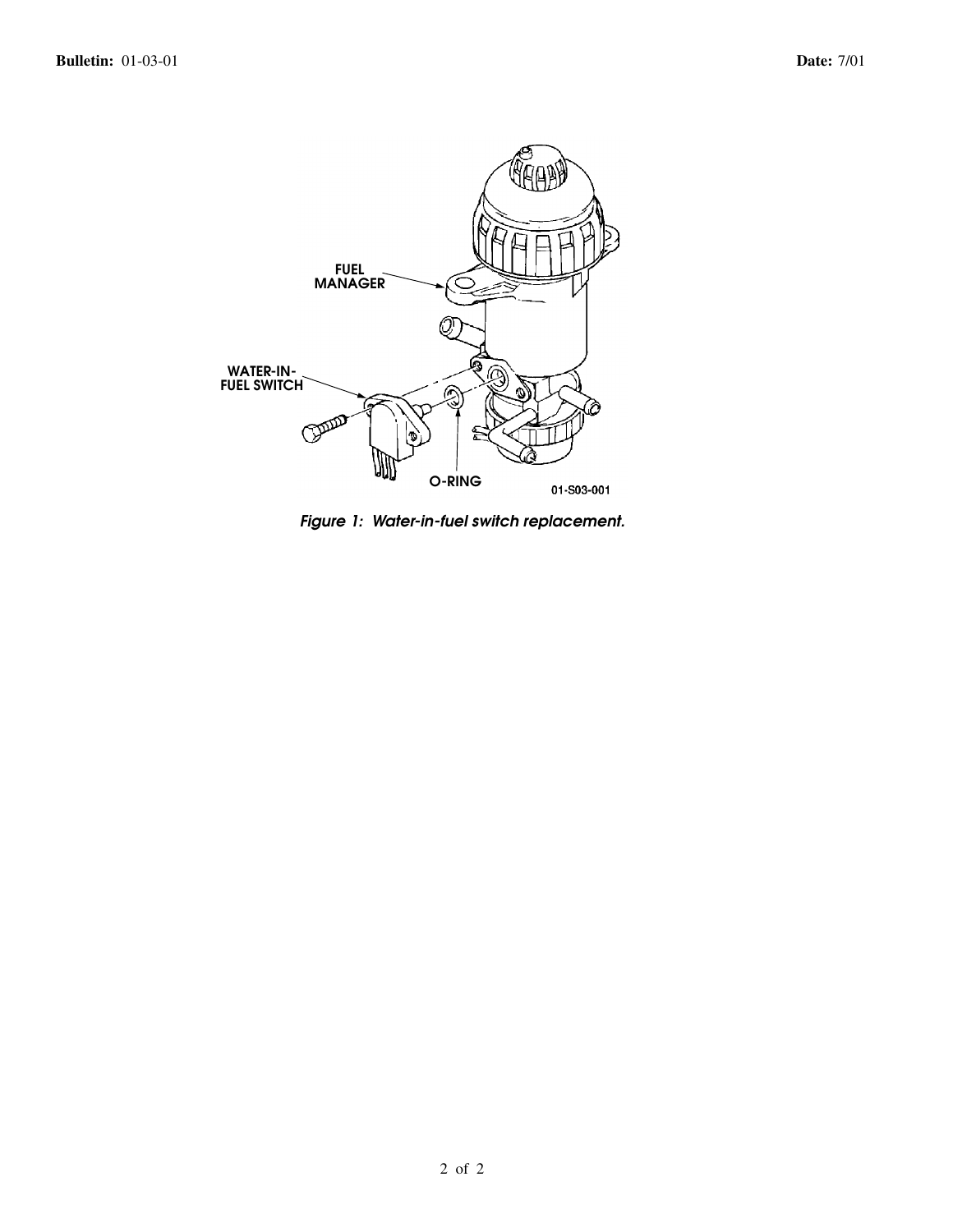FUEL MANAGER

WATER-IN-FUEL SWITCH

O-RING

01-S03-001

*Figure 1: Water-in-fuel switch replacement.*